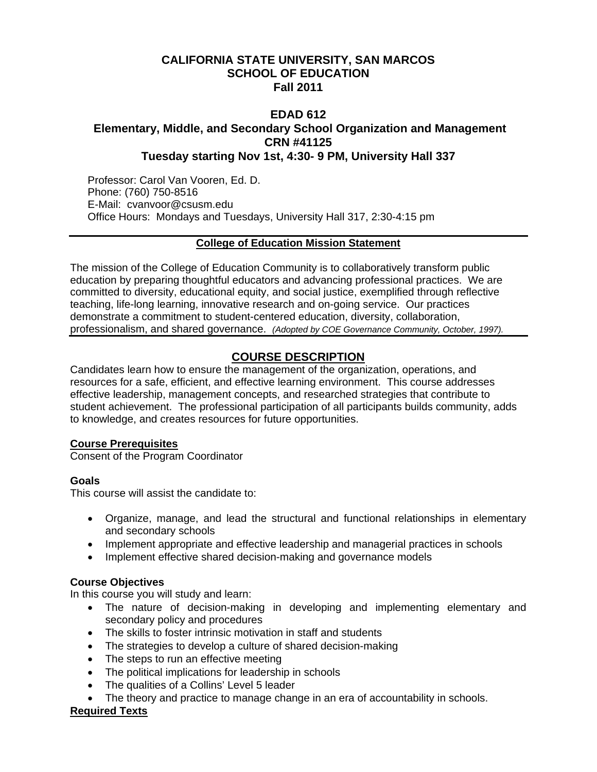# CALIFORNIA STATE UNIVERSITY, SAN MARCOS
# SCHOOL OF EDUCATION
# Fall 2011

## EDAD 612
## Elementary, Middle, and Secondary School Organization and Management
## CRN #41125
## Tuesday starting Nov 1st, 4:30- 9 PM, University Hall 337

Professor: Carol Van Vooren, Ed. D.
Phone: (760) 750-8516
E-Mail: cvanvoor@csusm.edu
Office Hours: Mondays and Tuesdays, University Hall 317, 2:30-4:15 pm

---

**College of Education Mission Statement**

The mission of the College of Education Community is to collaboratively transform public education by preparing thoughtful educators and advancing professional practices. We are committed to diversity, educational equity, and social justice, exemplified through reflective teaching, life-long learning, innovative research and on-going service. Our practices demonstrate a commitment to student-centered education, diversity, collaboration, professionalism, and shared governance. *(Adopted by COE Governance Community, October, 1997).*

---

## COURSE DESCRIPTION

Candidates learn how to ensure the management of the organization, operations, and resources for a safe, efficient, and effective learning environment. This course addresses effective leadership, management concepts, and researched strategies that contribute to student achievement. The professional participation of all participants builds community, adds to knowledge, and creates resources for future opportunities.

**Course Prerequisites**
Consent of the Program Coordinator

**Goals**
This course will assist the candidate to:

- Organize, manage, and lead the structural and functional relationships in elementary and secondary schools
- Implement appropriate and effective leadership and managerial practices in schools
- Implement effective shared decision-making and governance models

**Course Objectives**
In this course you will study and learn:

- The nature of decision-making in developing and implementing elementary and secondary policy and procedures
- The skills to foster intrinsic motivation in staff and students
- The strategies to develop a culture of shared decision-making
- The steps to run an effective meeting
- The political implications for leadership in schools
- The qualities of a Collins' Level 5 leader
- The theory and practice to manage change in an era of accountability in schools.

**Required Texts**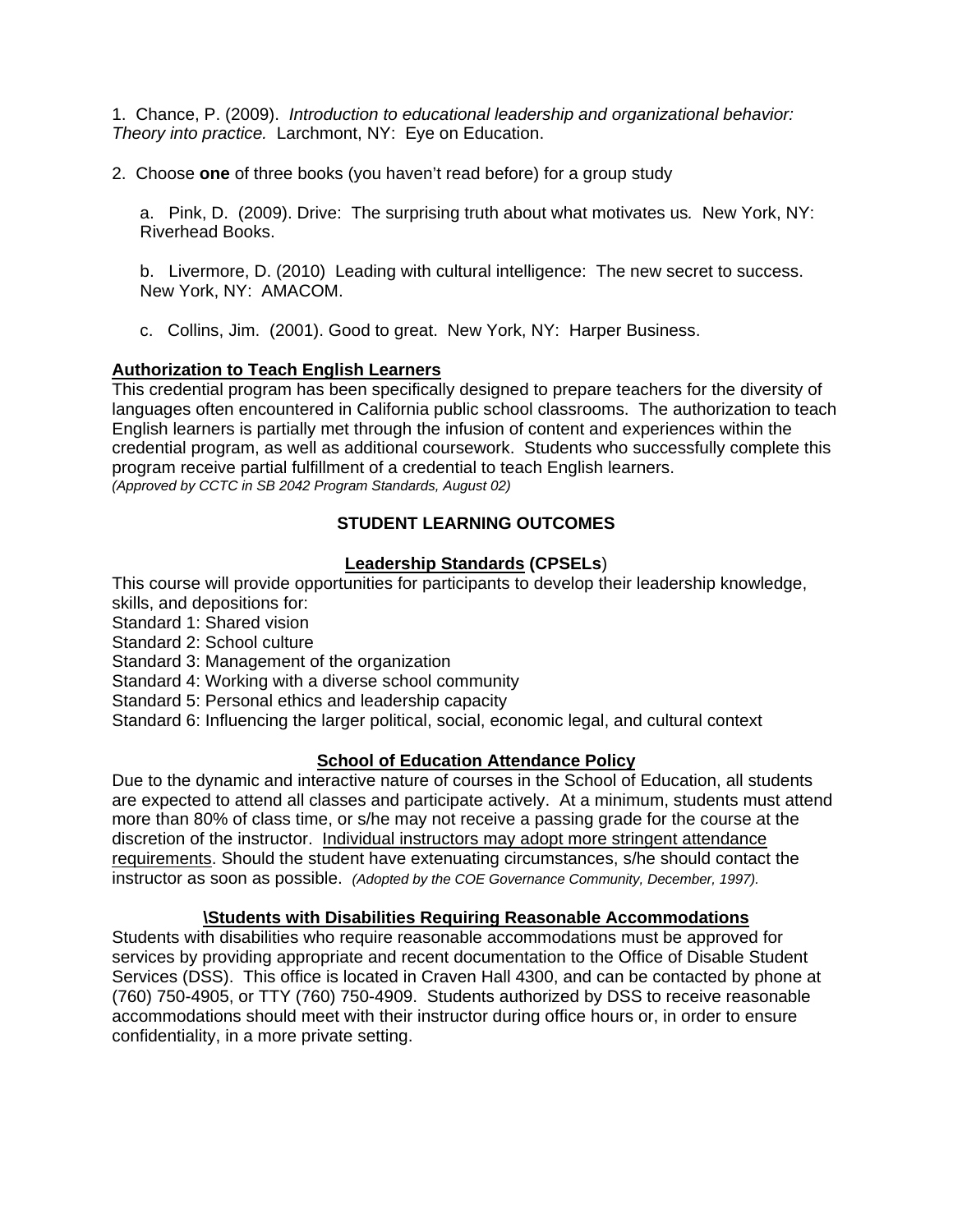1. Chance, P. (2009). *Introduction to educational leadership and organizational behavior: Theory into practice.* Larchmont, NY: Eye on Education.

2. Choose **one** of three books (you haven't read before) for a group study

   a. Pink, D. (2009). Drive: The surprising truth about what motivates us. New York, NY: Riverhead Books.

   b. Livermore, D. (2010) Leading with cultural intelligence: The new secret to success. New York, NY: AMACOM.

   c. Collins, Jim. (2001). Good to great. New York, NY: Harper Business.

**Authorization to Teach English Learners**

This credential program has been specifically designed to prepare teachers for the diversity of languages often encountered in California public school classrooms. The authorization to teach English learners is partially met through the infusion of content and experiences within the credential program, as well as additional coursework. Students who successfully complete this program receive partial fulfillment of a credential to teach English learners.
*(Approved by CCTC in SB 2042 Program Standards, August 02)*

## STUDENT LEARNING OUTCOMES

### Leadership Standards (CPSELs)

This course will provide opportunities for participants to develop their leadership knowledge, skills, and depositions for:
Standard 1: Shared vision
Standard 2: School culture
Standard 3: Management of the organization
Standard 4: Working with a diverse school community
Standard 5: Personal ethics and leadership capacity
Standard 6: Influencing the larger political, social, economic legal, and cultural context

### School of Education Attendance Policy

Due to the dynamic and interactive nature of courses in the School of Education, all students are expected to attend all classes and participate actively. At a minimum, students must attend more than 80% of class time, or s/he may not receive a passing grade for the course at the discretion of the instructor. Individual instructors may adopt more stringent attendance requirements. Should the student have extenuating circumstances, s/he should contact the instructor as soon as possible. *(Adopted by the COE Governance Community, December, 1997).*

### \Students with Disabilities Requiring Reasonable Accommodations

Students with disabilities who require reasonable accommodations must be approved for services by providing appropriate and recent documentation to the Office of Disable Student Services (DSS). This office is located in Craven Hall 4300, and can be contacted by phone at (760) 750-4905, or TTY (760) 750-4909. Students authorized by DSS to receive reasonable accommodations should meet with their instructor during office hours or, in order to ensure confidentiality, in a more private setting.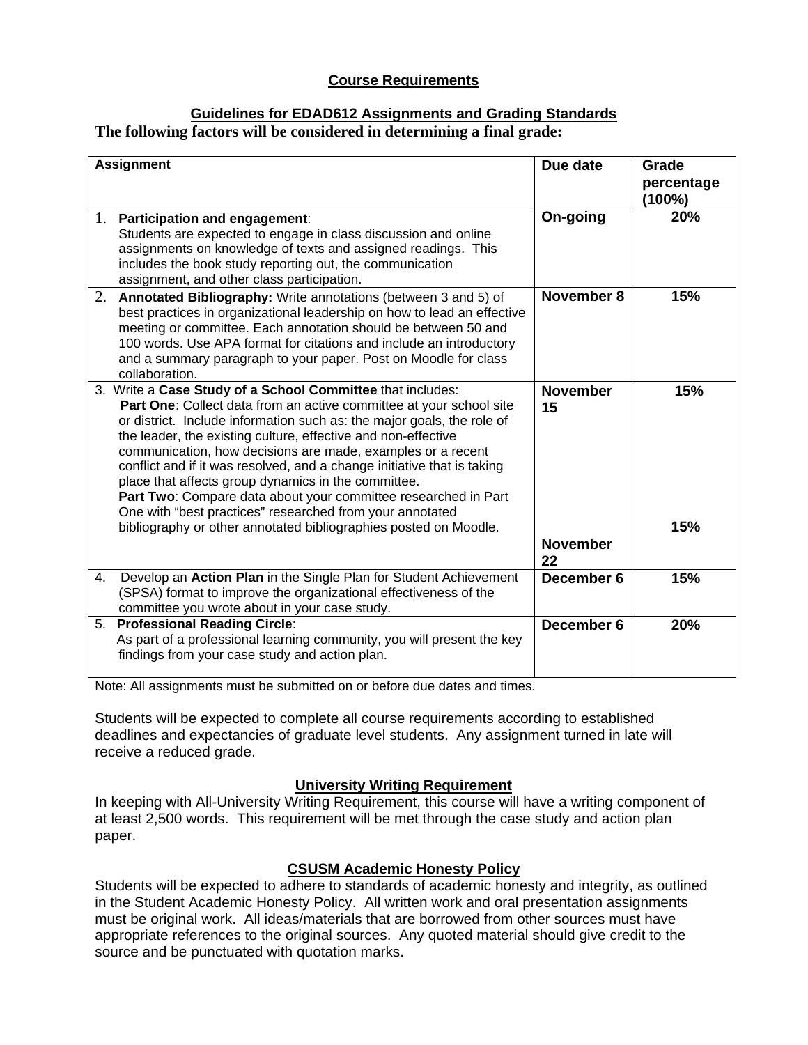## Course Requirements

### Guidelines for EDAD612 Assignments and Grading Standards

**The following factors will be considered in determining a final grade:**

| Assignment | Due date | Grade percentage (100%) |
|---|---|---|
| 1. **Participation and engagement**: Students are expected to engage in class discussion and online assignments on knowledge of texts and assigned readings. This includes the book study reporting out, the communication assignment, and other class participation. | **On-going** | **20%** |
| 2. **Annotated Bibliography:** Write annotations (between 3 and 5) of best practices in organizational leadership on how to lead an effective meeting or committee. Each annotation should be between 50 and 100 words. Use APA format for citations and include an introductory and a summary paragraph to your paper. Post on Moodle for class collaboration. | **November 8** | **15%** |
| 3. Write a **Case Study of a School Committee** that includes: **Part One**: Collect data from an active committee at your school site or district. Include information such as: the major goals, the role of the leader, the existing culture, effective and non-effective communication, how decisions are made, examples or a recent conflict and if it was resolved, and a change initiative that is taking place that affects group dynamics in the committee. | **November 15** | **15%** |
| **Part Two**: Compare data about your committee researched in Part One with "best practices" researched from your annotated bibliography or other annotated bibliographies posted on Moodle. | **November 22** | **15%** |
| 4. Develop an **Action Plan** in the Single Plan for Student Achievement (SPSA) format to improve the organizational effectiveness of the committee you wrote about in your case study. | **December 6** | **15%** |
| 5. **Professional Reading Circle**: As part of a professional learning community, you will present the key findings from your case study and action plan. | **December 6** | **20%** |

Note: All assignments must be submitted on or before due dates and times.

Students will be expected to complete all course requirements according to established deadlines and expectancies of graduate level students. Any assignment turned in late will receive a reduced grade.

### University Writing Requirement

In keeping with All-University Writing Requirement, this course will have a writing component of at least 2,500 words. This requirement will be met through the case study and action plan paper.

### CSUSM Academic Honesty Policy

Students will be expected to adhere to standards of academic honesty and integrity, as outlined in the Student Academic Honesty Policy. All written work and oral presentation assignments must be original work. All ideas/materials that are borrowed from other sources must have appropriate references to the original sources. Any quoted material should give credit to the source and be punctuated with quotation marks.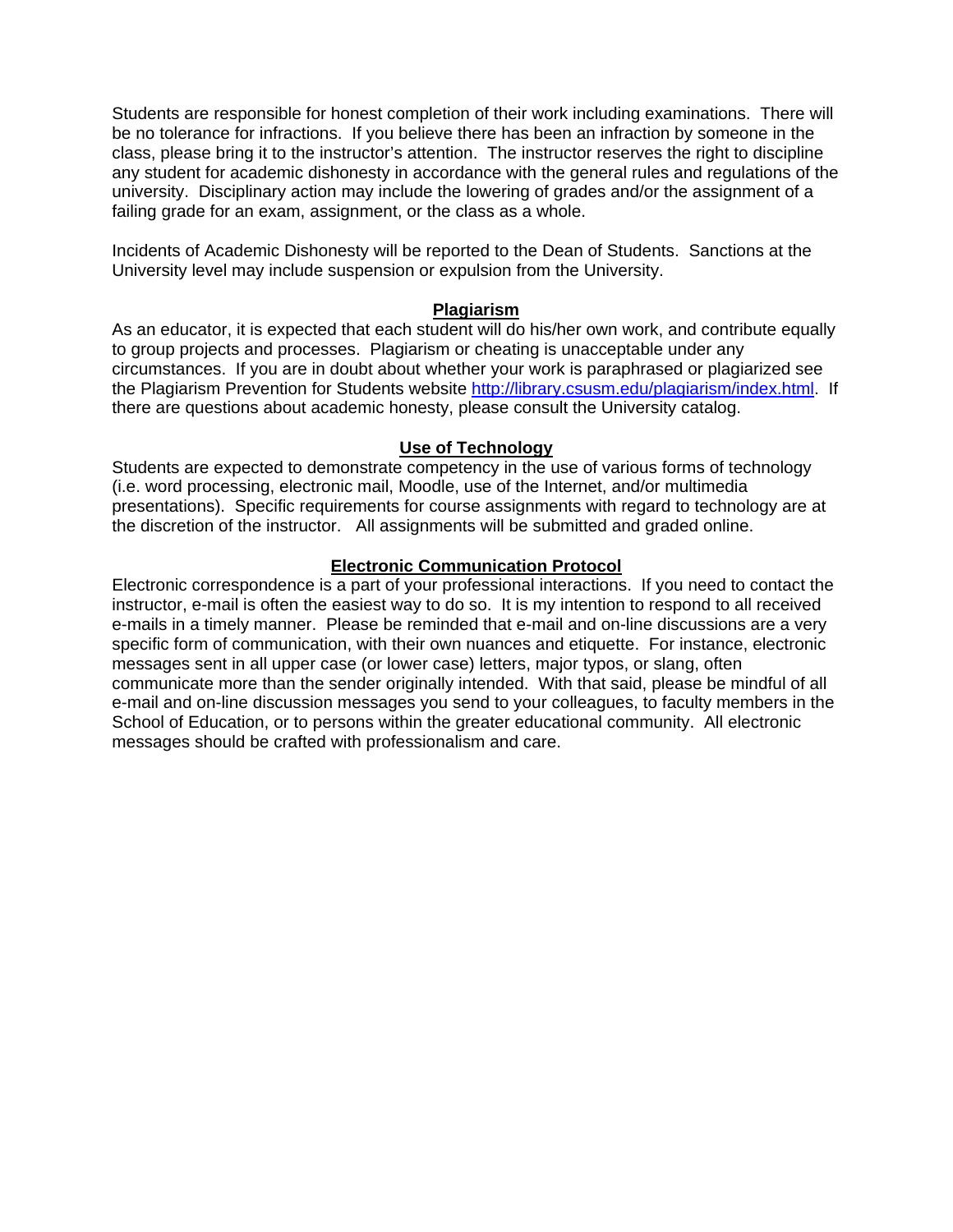Students are responsible for honest completion of their work including examinations. There will be no tolerance for infractions. If you believe there has been an infraction by someone in the class, please bring it to the instructor's attention. The instructor reserves the right to discipline any student for academic dishonesty in accordance with the general rules and regulations of the university. Disciplinary action may include the lowering of grades and/or the assignment of a failing grade for an exam, assignment, or the class as a whole.

Incidents of Academic Dishonesty will be reported to the Dean of Students. Sanctions at the University level may include suspension or expulsion from the University.

## Plagiarism

As an educator, it is expected that each student will do his/her own work, and contribute equally to group projects and processes. Plagiarism or cheating is unacceptable under any circumstances. If you are in doubt about whether your work is paraphrased or plagiarized see the Plagiarism Prevention for Students website [http://library.csusm.edu/plagiarism/index.html](http://library.csusm.edu/plagiarism/index.html). If there are questions about academic honesty, please consult the University catalog.

## Use of Technology

Students are expected to demonstrate competency in the use of various forms of technology (i.e. word processing, electronic mail, Moodle, use of the Internet, and/or multimedia presentations). Specific requirements for course assignments with regard to technology are at the discretion of the instructor. All assignments will be submitted and graded online.

## Electronic Communication Protocol

Electronic correspondence is a part of your professional interactions. If you need to contact the instructor, e-mail is often the easiest way to do so. It is my intention to respond to all received e-mails in a timely manner. Please be reminded that e-mail and on-line discussions are a very specific form of communication, with their own nuances and etiquette. For instance, electronic messages sent in all upper case (or lower case) letters, major typos, or slang, often communicate more than the sender originally intended. With that said, please be mindful of all e-mail and on-line discussion messages you send to your colleagues, to faculty members in the School of Education, or to persons within the greater educational community. All electronic messages should be crafted with professionalism and care.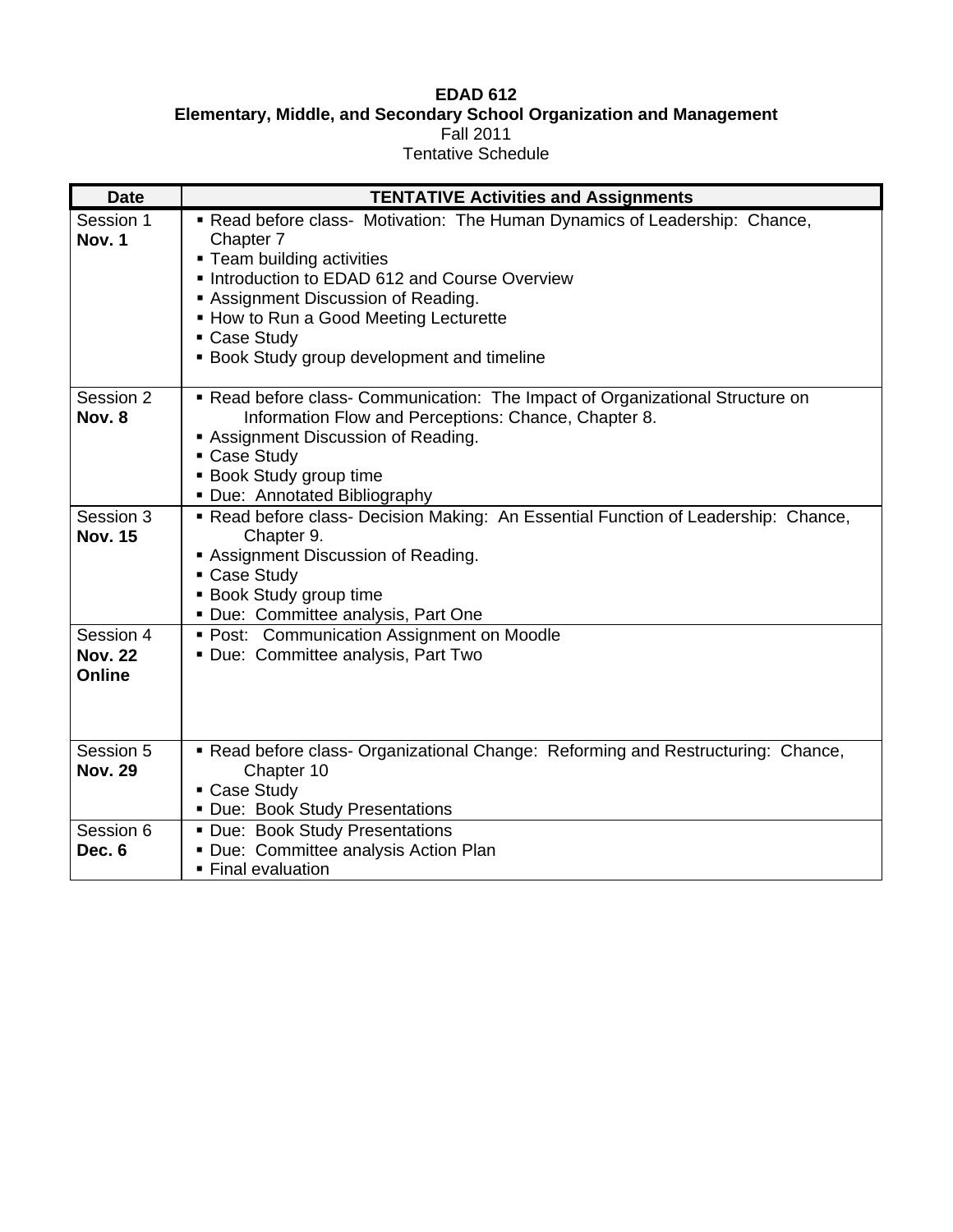**EDAD 612**
**Elementary, Middle, and Secondary School Organization and Management**
Fall 2011
Tentative Schedule

| Date | TENTATIVE Activities and Assignments |
|---|---|
| Session 1<br>**Nov. 1** | ▪ Read before class- Motivation: The Human Dynamics of Leadership: Chance, Chapter 7<br>▪ Team building activities<br>▪ Introduction to EDAD 612 and Course Overview<br>▪ Assignment Discussion of Reading.<br>▪ How to Run a Good Meeting Lecturette<br>▪ Case Study<br>▪ Book Study group development and timeline |
| Session 2<br>**Nov. 8** | ▪ Read before class- Communication: The Impact of Organizational Structure on Information Flow and Perceptions: Chance, Chapter 8.<br>▪ Assignment Discussion of Reading.<br>▪ Case Study<br>▪ Book Study group time<br>▪ Due: Annotated Bibliography |
| Session 3<br>**Nov. 15** | ▪ Read before class- Decision Making: An Essential Function of Leadership: Chance, Chapter 9.<br>▪ Assignment Discussion of Reading.<br>▪ Case Study<br>▪ Book Study group time<br>▪ Due: Committee analysis, Part One |
| Session 4<br>**Nov. 22**<br>**Online** | ▪ Post: Communication Assignment on Moodle<br>▪ Due: Committee analysis, Part Two |
| Session 5<br>**Nov. 29** | ▪ Read before class- Organizational Change: Reforming and Restructuring: Chance, Chapter 10<br>▪ Case Study<br>▪ Due: Book Study Presentations |
| Session 6<br>**Dec. 6** | ▪ Due: Book Study Presentations<br>▪ Due: Committee analysis Action Plan<br>▪ Final evaluation |